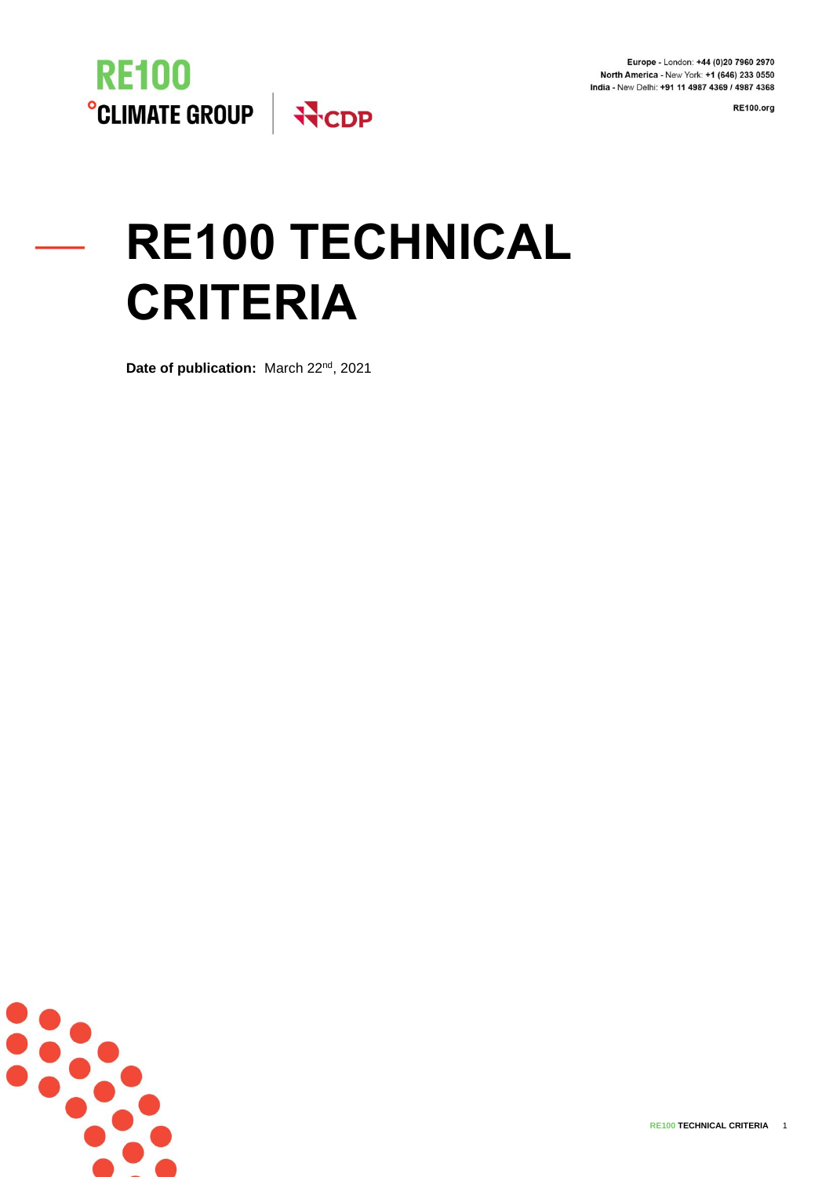Europe - London: +44 (0)20 7960 2970
North America - New York: +1 (646) 233 0550
India - New Delhi: +91 11 4987 4369 / 4987 4368

RE100.org

# RE100 TECHNICAL CRITERIA

**Date of publication:** March 22nd, 2021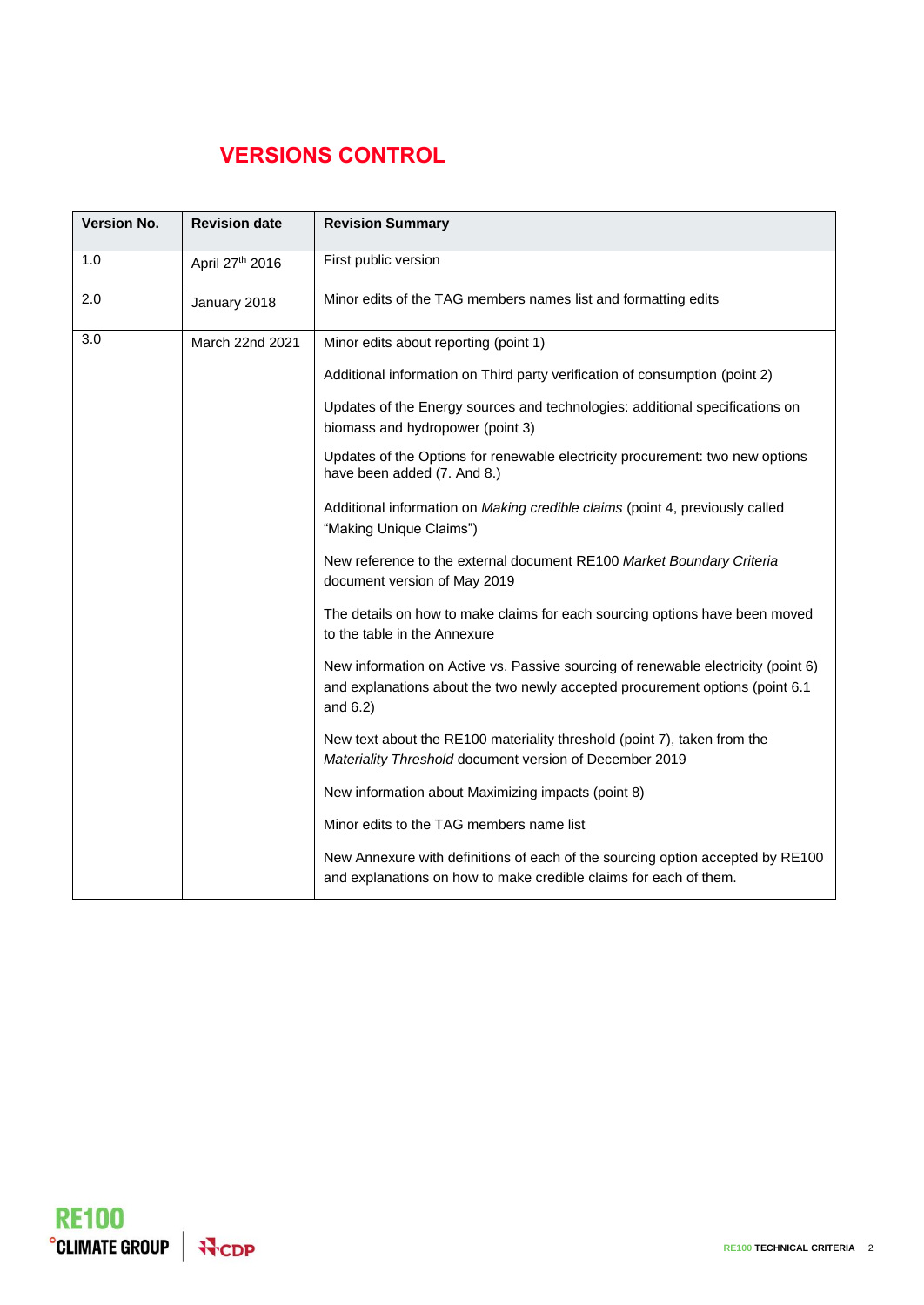# VERSIONS CONTROL

| Version No. | Revision date | Revision Summary |
|---|---|---|
| 1.0 | April 27th 2016 | First public version |
| 2.0 | January 2018 | Minor edits of the TAG members names list and formatting edits |
| 3.0 | March 22nd 2021 | Minor edits about reporting (point 1) |
| | | Additional information on Third party verification of consumption (point 2) |
| | | Updates of the Energy sources and technologies: additional specifications on biomass and hydropower (point 3) |
| | | Updates of the Options for renewable electricity procurement: two new options have been added (7. And 8.) |
| | | Additional information on *Making credible claims* (point 4, previously called "Making Unique Claims") |
| | | New reference to the external document RE100 *Market Boundary Criteria* document version of May 2019 |
| | | The details on how to make claims for each sourcing options have been moved to the table in the Annexure |
| | | New information on Active vs. Passive sourcing of renewable electricity (point 6) and explanations about the two newly accepted procurement options (point 6.1 and 6.2) |
| | | New text about the RE100 materiality threshold (point 7), taken from the *Materiality Threshold* document version of December 2019 |
| | | New information about Maximizing impacts (point 8) |
| | | Minor edits to the TAG members name list |
| | | New Annexure with definitions of each of the sourcing option accepted by RE100 and explanations on how to make credible claims for each of them. |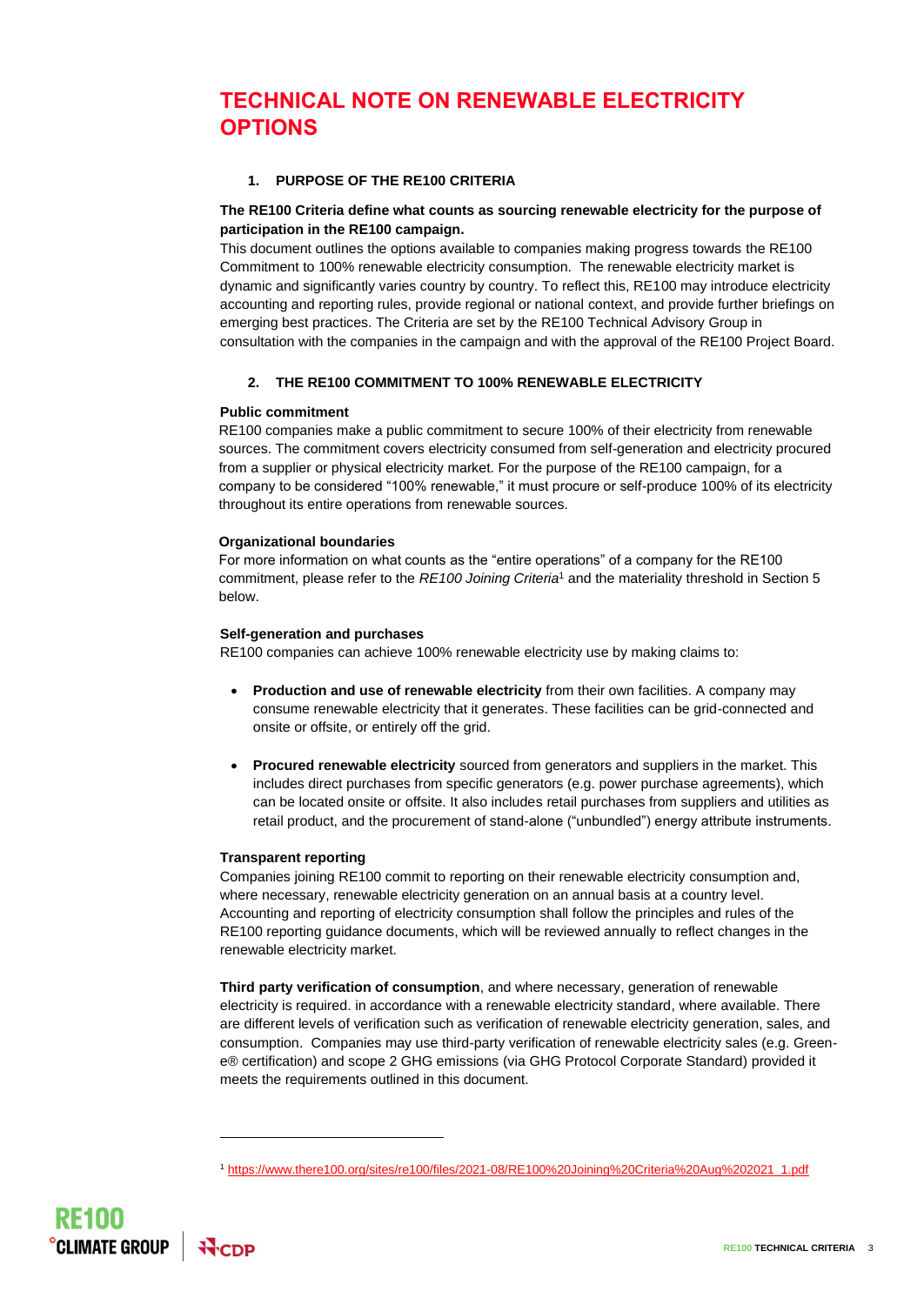# TECHNICAL NOTE ON RENEWABLE ELECTRICITY OPTIONS

## 1. PURPOSE OF THE RE100 CRITERIA

**The RE100 Criteria define what counts as sourcing renewable electricity for the purpose of participation in the RE100 campaign.**

This document outlines the options available to companies making progress towards the RE100 Commitment to 100% renewable electricity consumption. The renewable electricity market is dynamic and significantly varies country by country. To reflect this, RE100 may introduce electricity accounting and reporting rules, provide regional or national context, and provide further briefings on emerging best practices. The Criteria are set by the RE100 Technical Advisory Group in consultation with the companies in the campaign and with the approval of the RE100 Project Board.

## 2. THE RE100 COMMITMENT TO 100% RENEWABLE ELECTRICITY

### Public commitment

RE100 companies make a public commitment to secure 100% of their electricity from renewable sources. The commitment covers electricity consumed from self-generation and electricity procured from a supplier or physical electricity market. For the purpose of the RE100 campaign, for a company to be considered "100% renewable," it must procure or self-produce 100% of its electricity throughout its entire operations from renewable sources.

### Organizational boundaries

For more information on what counts as the "entire operations" of a company for the RE100 commitment, please refer to the *RE100 Joining Criteria*[1] and the materiality threshold in Section 5 below.

### Self-generation and purchases

RE100 companies can achieve 100% renewable electricity use by making claims to:

- **Production and use of renewable electricity** from their own facilities. A company may consume renewable electricity that it generates. These facilities can be grid-connected and onsite or offsite, or entirely off the grid.
- **Procured renewable electricity** sourced from generators and suppliers in the market. This includes direct purchases from specific generators (e.g. power purchase agreements), which can be located onsite or offsite. It also includes retail purchases from suppliers and utilities as retail product, and the procurement of stand-alone ("unbundled") energy attribute instruments.

### Transparent reporting

Companies joining RE100 commit to reporting on their renewable electricity consumption and, where necessary, renewable electricity generation on an annual basis at a country level. Accounting and reporting of electricity consumption shall follow the principles and rules of the RE100 reporting guidance documents, which will be reviewed annually to reflect changes in the renewable electricity market.

**Third party verification of consumption**, and where necessary, generation of renewable electricity is required. in accordance with a renewable electricity standard, where available. There are different levels of verification such as verification of renewable electricity generation, sales, and consumption. Companies may use third-party verification of renewable electricity sales (e.g. Green-e® certification) and scope 2 GHG emissions (via GHG Protocol Corporate Standard) provided it meets the requirements outlined in this document.

---

[1] https://www.there100.org/sites/re100/files/2021-08/RE100%20Joining%20Criteria%20Aug%202021_1.pdf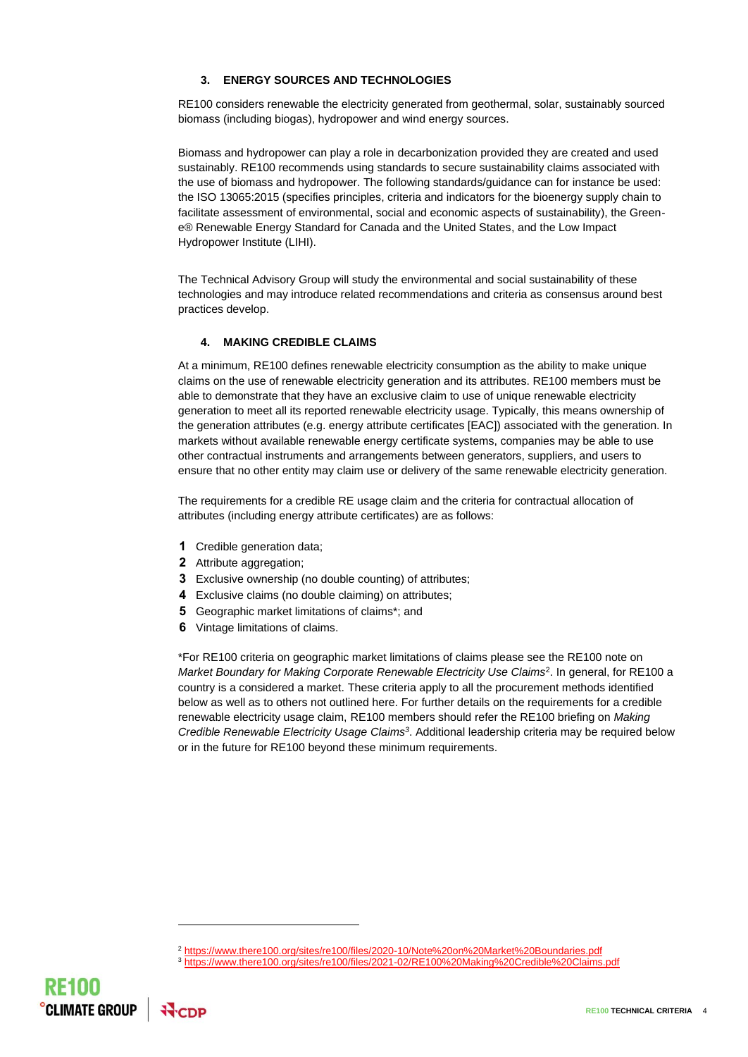## 3. ENERGY SOURCES AND TECHNOLOGIES

RE100 considers renewable the electricity generated from geothermal, solar, sustainably sourced biomass (including biogas), hydropower and wind energy sources.

Biomass and hydropower can play a role in decarbonization provided they are created and used sustainably. RE100 recommends using standards to secure sustainability claims associated with the use of biomass and hydropower. The following standards/guidance can for instance be used: the ISO 13065:2015 (specifies principles, criteria and indicators for the bioenergy supply chain to facilitate assessment of environmental, social and economic aspects of sustainability), the Green-e® Renewable Energy Standard for Canada and the United States, and the Low Impact Hydropower Institute (LIHI).

The Technical Advisory Group will study the environmental and social sustainability of these technologies and may introduce related recommendations and criteria as consensus around best practices develop.

## 4. MAKING CREDIBLE CLAIMS

At a minimum, RE100 defines renewable electricity consumption as the ability to make unique claims on the use of renewable electricity generation and its attributes. RE100 members must be able to demonstrate that they have an exclusive claim to use of unique renewable electricity generation to meet all its reported renewable electricity usage. Typically, this means ownership of the generation attributes (e.g. energy attribute certificates [EAC]) associated with the generation. In markets without available renewable energy certificate systems, companies may be able to use other contractual instruments and arrangements between generators, suppliers, and users to ensure that no other entity may claim use or delivery of the same renewable electricity generation.

The requirements for a credible RE usage claim and the criteria for contractual allocation of attributes (including energy attribute certificates) are as follows:

1. Credible generation data;
2. Attribute aggregation;
3. Exclusive ownership (no double counting) of attributes;
4. Exclusive claims (no double claiming) on attributes;
5. Geographic market limitations of claims*; and
6. Vintage limitations of claims.

*For RE100 criteria on geographic market limitations of claims please see the RE100 note on *Market Boundary for Making Corporate Renewable Electricity Use Claims*[2]. In general, for RE100 a country is a considered a market. These criteria apply to all the procurement methods identified below as well as to others not outlined here. For further details on the requirements for a credible renewable electricity usage claim, RE100 members should refer the RE100 briefing on *Making Credible Renewable Electricity Usage Claims*[3]. Additional leadership criteria may be required below or in the future for RE100 beyond these minimum requirements.

---

[2] https://www.there100.org/sites/re100/files/2020-10/Note%20on%20Market%20Boundaries.pdf

[3] https://www.there100.org/sites/re100/files/2021-02/RE100%20Making%20Credible%20Claims.pdf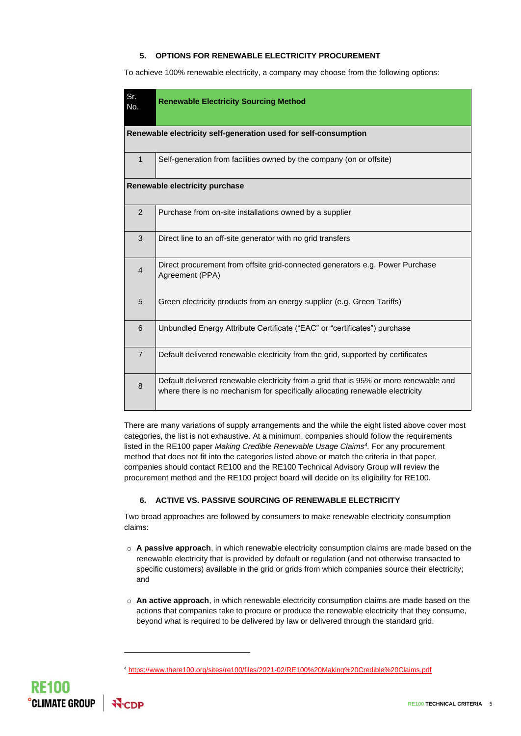## 5. OPTIONS FOR RENEWABLE ELECTRICITY PROCUREMENT

To achieve 100% renewable electricity, a company may choose from the following options:

| Sr. No. | Renewable Electricity Sourcing Method |
|---|---|
| **Renewable electricity self-generation used for self-consumption** | |
| 1 | Self-generation from facilities owned by the company (on or offsite) |
| **Renewable electricity purchase** | |
| 2 | Purchase from on-site installations owned by a supplier |
| 3 | Direct line to an off-site generator with no grid transfers |
| 4 | Direct procurement from offsite grid-connected generators e.g. Power Purchase Agreement (PPA) |
| 5 | Green electricity products from an energy supplier (e.g. Green Tariffs) |
| 6 | Unbundled Energy Attribute Certificate ("EAC" or "certificates") purchase |
| 7 | Default delivered renewable electricity from the grid, supported by certificates |
| 8 | Default delivered renewable electricity from a grid that is 95% or more renewable and where there is no mechanism for specifically allocating renewable electricity |

There are many variations of supply arrangements and the while the eight listed above cover most categories, the list is not exhaustive. At a minimum, companies should follow the requirements listed in the RE100 paper *Making Credible Renewable Usage Claims*[4]. For any procurement method that does not fit into the categories listed above or match the criteria in that paper, companies should contact RE100 and the RE100 Technical Advisory Group will review the procurement method and the RE100 project board will decide on its eligibility for RE100.

## 6. ACTIVE VS. PASSIVE SOURCING OF RENEWABLE ELECTRICITY

Two broad approaches are followed by consumers to make renewable electricity consumption claims:

- **A passive approach**, in which renewable electricity consumption claims are made based on the renewable electricity that is provided by default or regulation (and not otherwise transacted to specific customers) available in the grid or grids from which companies source their electricity; and

- **An active approach**, in which renewable electricity consumption claims are made based on the actions that companies take to procure or produce the renewable electricity that they consume, beyond what is required to be delivered by law or delivered through the standard grid.

[4] https://www.there100.org/sites/re100/files/2021-02/RE100%20Making%20Credible%20Claims.pdf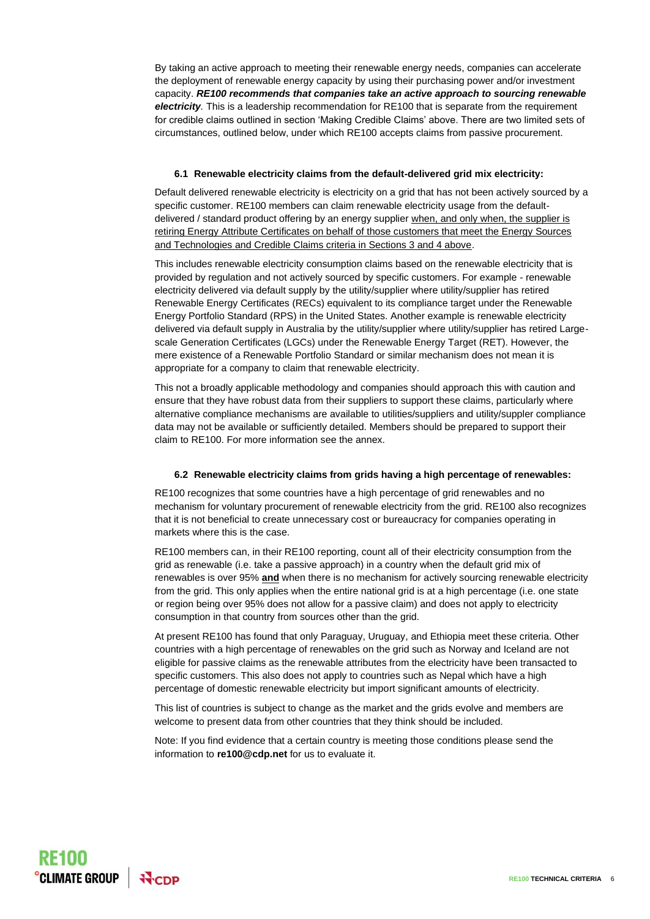By taking an active approach to meeting their renewable energy needs, companies can accelerate the deployment of renewable energy capacity by using their purchasing power and/or investment capacity. ***RE100 recommends that companies take an active approach to sourcing renewable electricity***. This is a leadership recommendation for RE100 that is separate from the requirement for credible claims outlined in section 'Making Credible Claims' above. There are two limited sets of circumstances, outlined below, under which RE100 accepts claims from passive procurement.

### 6.1 Renewable electricity claims from the default-delivered grid mix electricity:

Default delivered renewable electricity is electricity on a grid that has not been actively sourced by a specific customer. RE100 members can claim renewable electricity usage from the default-delivered / standard product offering by an energy supplier <u>when, and only when, the supplier is retiring Energy Attribute Certificates on behalf of those customers that meet the Energy Sources and Technologies and Credible Claims criteria in Sections 3 and 4 above</u>.

This includes renewable electricity consumption claims based on the renewable electricity that is provided by regulation and not actively sourced by specific customers. For example - renewable electricity delivered via default supply by the utility/supplier where utility/supplier has retired Renewable Energy Certificates (RECs) equivalent to its compliance target under the Renewable Energy Portfolio Standard (RPS) in the United States. Another example is renewable electricity delivered via default supply in Australia by the utility/supplier where utility/supplier has retired Large-scale Generation Certificates (LGCs) under the Renewable Energy Target (RET). However, the mere existence of a Renewable Portfolio Standard or similar mechanism does not mean it is appropriate for a company to claim that renewable electricity.

This not a broadly applicable methodology and companies should approach this with caution and ensure that they have robust data from their suppliers to support these claims, particularly where alternative compliance mechanisms are available to utilities/suppliers and utility/suppler compliance data may not be available or sufficiently detailed. Members should be prepared to support their claim to RE100. For more information see the annex.

### 6.2 Renewable electricity claims from grids having a high percentage of renewables:

RE100 recognizes that some countries have a high percentage of grid renewables and no mechanism for voluntary procurement of renewable electricity from the grid. RE100 also recognizes that it is not beneficial to create unnecessary cost or bureaucracy for companies operating in markets where this is the case.

RE100 members can, in their RE100 reporting, count all of their electricity consumption from the grid as renewable (i.e. take a passive approach) in a country when the default grid mix of renewables is over 95% <u>**and**</u> when there is no mechanism for actively sourcing renewable electricity from the grid. This only applies when the entire national grid is at a high percentage (i.e. one state or region being over 95% does not allow for a passive claim) and does not apply to electricity consumption in that country from sources other than the grid.

At present RE100 has found that only Paraguay, Uruguay, and Ethiopia meet these criteria. Other countries with a high percentage of renewables on the grid such as Norway and Iceland are not eligible for passive claims as the renewable attributes from the electricity have been transacted to specific customers. This also does not apply to countries such as Nepal which have a high percentage of domestic renewable electricity but import significant amounts of electricity.

This list of countries is subject to change as the market and the grids evolve and members are welcome to present data from other countries that they think should be included.

Note: If you find evidence that a certain country is meeting those conditions please send the information to **re100@cdp.net** for us to evaluate it.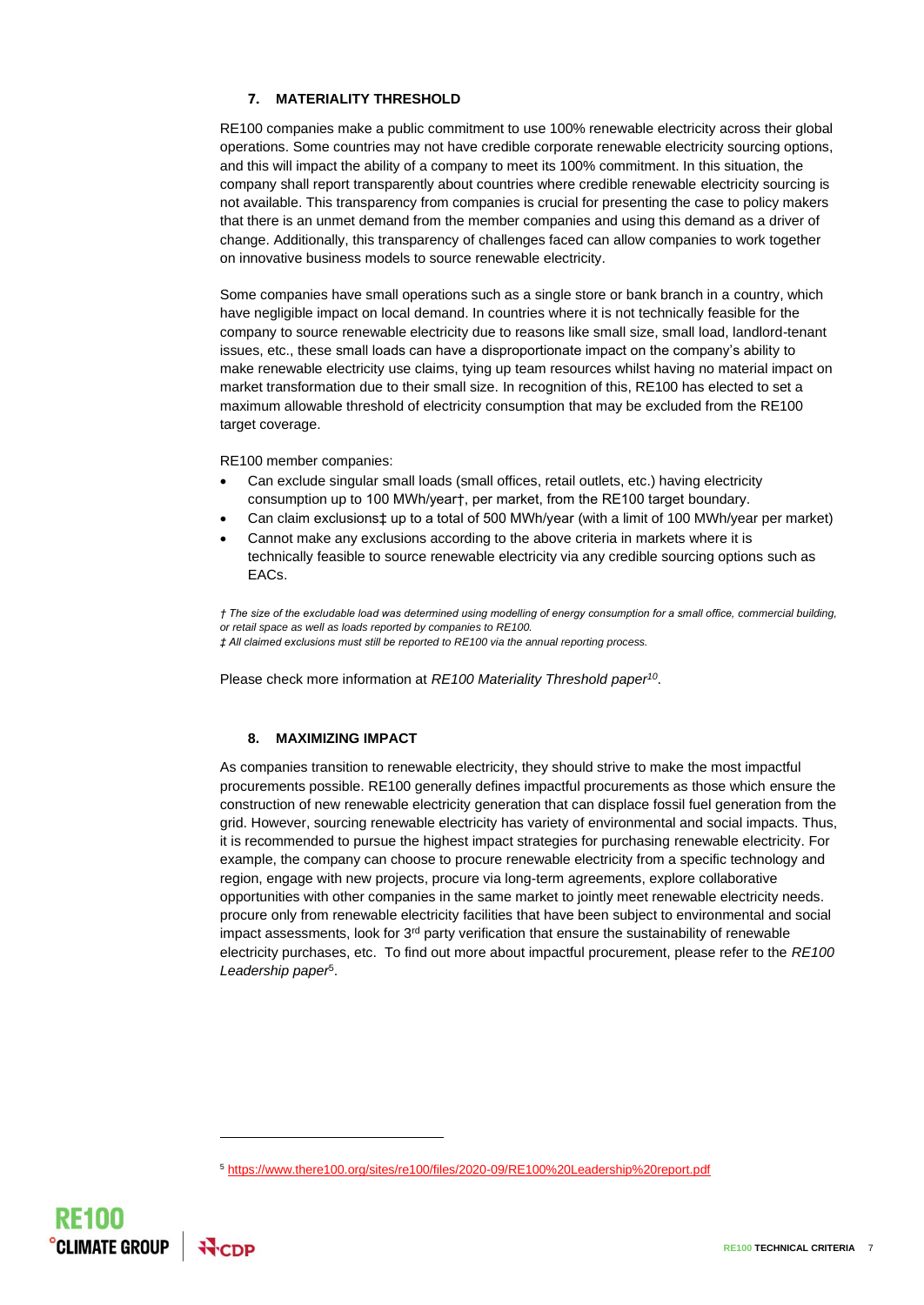## 7. MATERIALITY THRESHOLD

RE100 companies make a public commitment to use 100% renewable electricity across their global operations. Some countries may not have credible corporate renewable electricity sourcing options, and this will impact the ability of a company to meet its 100% commitment. In this situation, the company shall report transparently about countries where credible renewable electricity sourcing is not available. This transparency from companies is crucial for presenting the case to policy makers that there is an unmet demand from the member companies and using this demand as a driver of change. Additionally, this transparency of challenges faced can allow companies to work together on innovative business models to source renewable electricity.

Some companies have small operations such as a single store or bank branch in a country, which have negligible impact on local demand. In countries where it is not technically feasible for the company to source renewable electricity due to reasons like small size, small load, landlord-tenant issues, etc., these small loads can have a disproportionate impact on the company's ability to make renewable electricity use claims, tying up team resources whilst having no material impact on market transformation due to their small size. In recognition of this, RE100 has elected to set a maximum allowable threshold of electricity consumption that may be excluded from the RE100 target coverage.

RE100 member companies:

- Can exclude singular small loads (small offices, retail outlets, etc.) having electricity consumption up to 100 MWh/year†, per market, from the RE100 target boundary.
- Can claim exclusions‡ up to a total of 500 MWh/year (with a limit of 100 MWh/year per market)
- Cannot make any exclusions according to the above criteria in markets where it is technically feasible to source renewable electricity via any credible sourcing options such as EACs.

*† The size of the excludable load was determined using modelling of energy consumption for a small office, commercial building, or retail space as well as loads reported by companies to RE100.*
*‡ All claimed exclusions must still be reported to RE100 via the annual reporting process.*

Please check more information at *RE100 Materiality Threshold paper*[10].

## 8. MAXIMIZING IMPACT

As companies transition to renewable electricity, they should strive to make the most impactful procurements possible. RE100 generally defines impactful procurements as those which ensure the construction of new renewable electricity generation that can displace fossil fuel generation from the grid. However, sourcing renewable electricity has variety of environmental and social impacts. Thus, it is recommended to pursue the highest impact strategies for purchasing renewable electricity. For example, the company can choose to procure renewable electricity from a specific technology and region, engage with new projects, procure via long-term agreements, explore collaborative opportunities with other companies in the same market to jointly meet renewable electricity needs. procure only from renewable electricity facilities that have been subject to environmental and social impact assessments, look for 3rd party verification that ensure the sustainability of renewable electricity purchases, etc. To find out more about impactful procurement, please refer to the *RE100 Leadership paper*[5].

---

[5] https://www.there100.org/sites/re100/files/2020-09/RE100%20Leadership%20report.pdf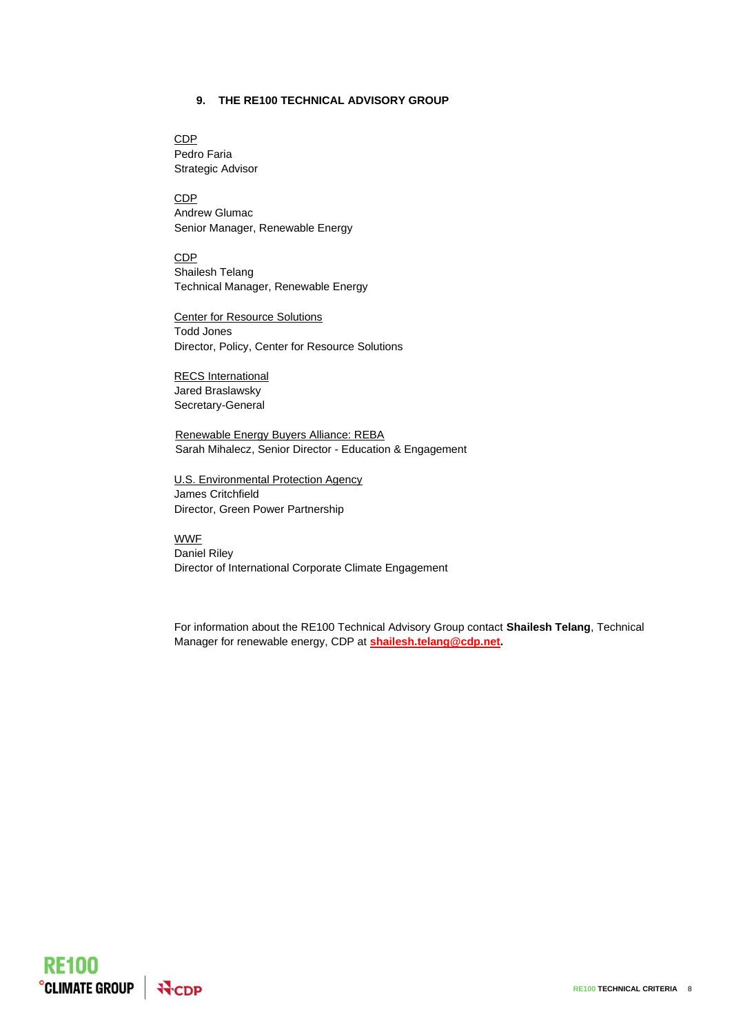## 9. THE RE100 TECHNICAL ADVISORY GROUP

CDP
Pedro Faria
Strategic Advisor

CDP
Andrew Glumac
Senior Manager, Renewable Energy

CDP
Shailesh Telang
Technical Manager, Renewable Energy

Center for Resource Solutions
Todd Jones
Director, Policy, Center for Resource Solutions

RECS International
Jared Braslawsky
Secretary-General

Renewable Energy Buyers Alliance: REBA
Sarah Mihalecz, Senior Director - Education & Engagement

U.S. Environmental Protection Agency
James Critchfield
Director, Green Power Partnership

WWF
Daniel Riley
Director of International Corporate Climate Engagement

For information about the RE100 Technical Advisory Group contact **Shailesh Telang**, Technical Manager for renewable energy, CDP at **shailesh.telang@cdp.net.**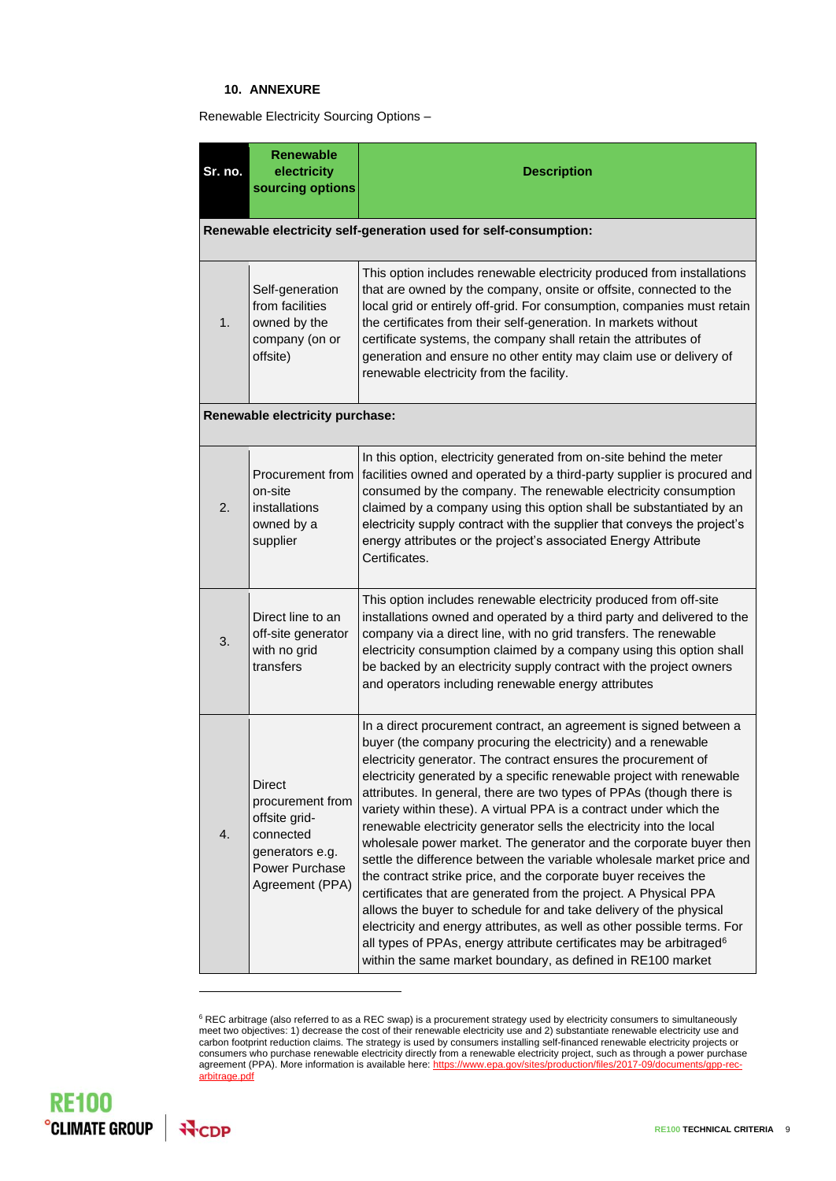#### 10. ANNEXURE

Renewable Electricity Sourcing Options –

| Sr. no. | Renewable electricity sourcing options | Description |
|---|---|---|
| **Renewable electricity self-generation used for self-consumption:** | | |
| 1. | Self-generation from facilities owned by the company (on or offsite) | This option includes renewable electricity produced from installations that are owned by the company, onsite or offsite, connected to the local grid or entirely off-grid. For consumption, companies must retain the certificates from their self-generation. In markets without certificate systems, the company shall retain the attributes of generation and ensure no other entity may claim use or delivery of renewable electricity from the facility. |
| **Renewable electricity purchase:** | | |
| 2. | Procurement from on-site installations owned by a supplier | In this option, electricity generated from on-site behind the meter facilities owned and operated by a third-party supplier is procured and consumed by the company. The renewable electricity consumption claimed by a company using this option shall be substantiated by an electricity supply contract with the supplier that conveys the project's energy attributes or the project's associated Energy Attribute Certificates. |
| 3. | Direct line to an off-site generator with no grid transfers | This option includes renewable electricity produced from off-site installations owned and operated by a third party and delivered to the company via a direct line, with no grid transfers. The renewable electricity consumption claimed by a company using this option shall be backed by an electricity supply contract with the project owners and operators including renewable energy attributes |
| 4. | Direct procurement from offsite grid-connected generators e.g. Power Purchase Agreement (PPA) | In a direct procurement contract, an agreement is signed between a buyer (the company procuring the electricity) and a renewable electricity generator. The contract ensures the procurement of electricity generated by a specific renewable project with renewable attributes. In general, there are two types of PPAs (though there is variety within these). A virtual PPA is a contract under which the renewable electricity generator sells the electricity into the local wholesale power market. The generator and the corporate buyer then settle the difference between the variable wholesale market price and the contract strike price, and the corporate buyer receives the certificates that are generated from the project. A Physical PPA allows the buyer to schedule for and take delivery of the physical electricity and energy attributes, as well as other possible terms. For all types of PPAs, energy attribute certificates may be arbitraged[6] within the same market boundary, as defined in RE100 market |

[6] REC arbitrage (also referred to as a REC swap) is a procurement strategy used by electricity consumers to simultaneously meet two objectives: 1) decrease the cost of their renewable electricity use and 2) substantiate renewable electricity use and carbon footprint reduction claims. The strategy is used by consumers installing self-financed renewable electricity projects or consumers who purchase renewable electricity directly from a renewable electricity project, such as through a power purchase agreement (PPA). More information is available here: https://www.epa.gov/sites/production/files/2017-09/documents/gpp-rec-arbitrage.pdf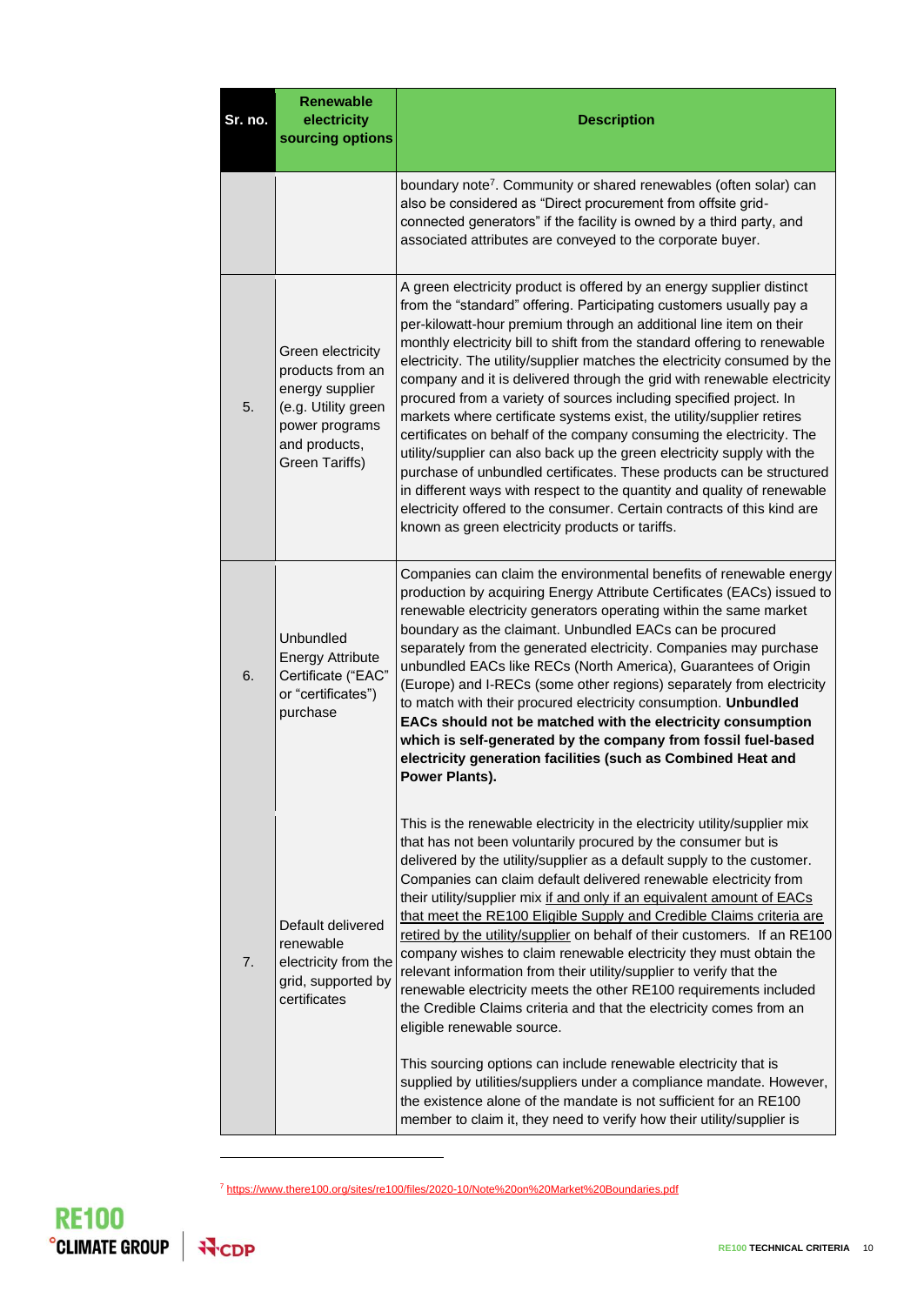| Sr. no. | Renewable electricity sourcing options | Description |
|---|---|---|
| | | boundary note[7]. Community or shared renewables (often solar) can also be considered as "Direct procurement from offsite grid-connected generators" if the facility is owned by a third party, and associated attributes are conveyed to the corporate buyer. |
| 5. | Green electricity products from an energy supplier (e.g. Utility green power programs and products, Green Tariffs) | A green electricity product is offered by an energy supplier distinct from the "standard" offering. Participating customers usually pay a per-kilowatt-hour premium through an additional line item on their monthly electricity bill to shift from the standard offering to renewable electricity. The utility/supplier matches the electricity consumed by the company and it is delivered through the grid with renewable electricity procured from a variety of sources including specified project. In markets where certificate systems exist, the utility/supplier retires certificates on behalf of the company consuming the electricity. The utility/supplier can also back up the green electricity supply with the purchase of unbundled certificates. These products can be structured in different ways with respect to the quantity and quality of renewable electricity offered to the consumer. Certain contracts of this kind are known as green electricity products or tariffs. |
| 6. | Unbundled Energy Attribute Certificate ("EAC" or "certificates") purchase | Companies can claim the environmental benefits of renewable energy production by acquiring Energy Attribute Certificates (EACs) issued to renewable electricity generators operating within the same market boundary as the claimant. Unbundled EACs can be procured separately from the generated electricity. Companies may purchase unbundled EACs like RECs (North America), Guarantees of Origin (Europe) and I-RECs (some other regions) separately from electricity to match with their procured electricity consumption. **Unbundled EACs should not be matched with the electricity consumption which is self-generated by the company from fossil fuel-based electricity generation facilities (such as Combined Heat and Power Plants).** |
| 7. | Default delivered renewable electricity from the grid, supported by certificates | This is the renewable electricity in the electricity utility/supplier mix that has not been voluntarily procured by the consumer but is delivered by the utility/supplier as a default supply to the customer. Companies can claim default delivered renewable electricity from their utility/supplier mix if and only if an equivalent amount of EACs that meet the RE100 Eligible Supply and Credible Claims criteria are retired by the utility/supplier on behalf of their customers. If an RE100 company wishes to claim renewable electricity they must obtain the relevant information from their utility/supplier to verify that the renewable electricity meets the other RE100 requirements included the Credible Claims criteria and that the electricity comes from an eligible renewable source.<br><br>This sourcing options can include renewable electricity that is supplied by utilities/suppliers under a compliance mandate. However, the existence alone of the mandate is not sufficient for an RE100 member to claim it, they need to verify how their utility/supplier is |

[7] https://www.there100.org/sites/re100/files/2020-10/Note%20on%20Market%20Boundaries.pdf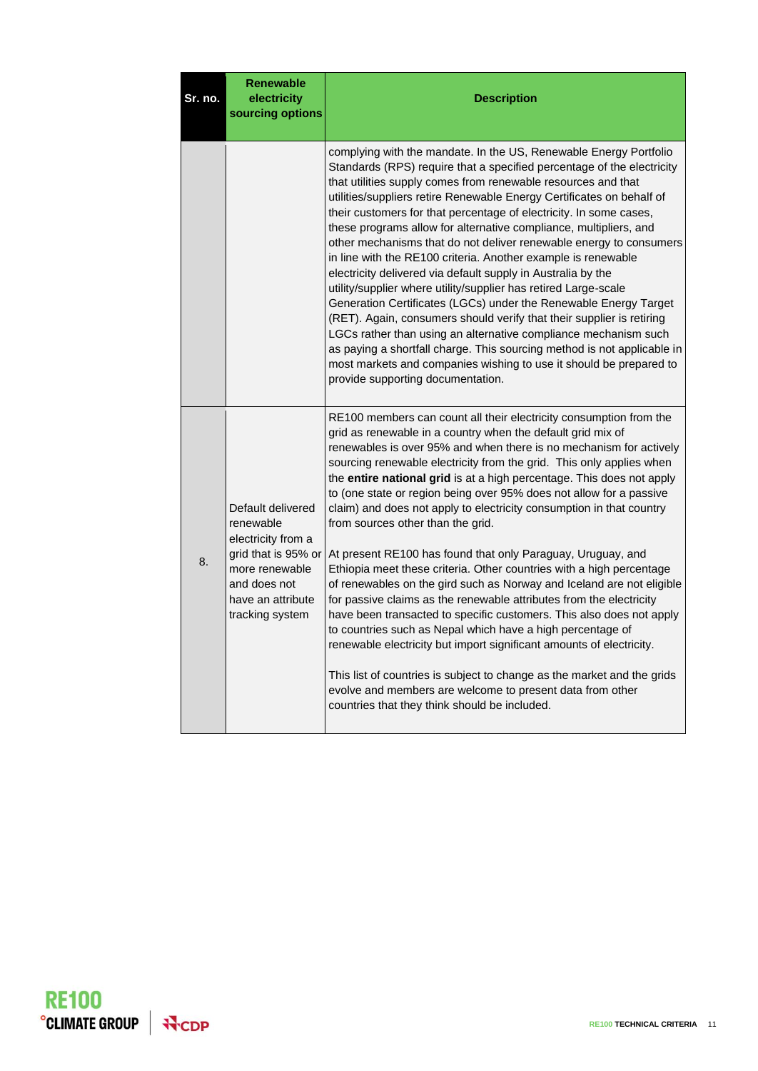| Sr. no. | Renewable electricity sourcing options | Description |
|---|---|---|
| | | complying with the mandate. In the US, Renewable Energy Portfolio Standards (RPS) require that a specified percentage of the electricity that utilities supply comes from renewable resources and that utilities/suppliers retire Renewable Energy Certificates on behalf of their customers for that percentage of electricity. In some cases, these programs allow for alternative compliance, multipliers, and other mechanisms that do not deliver renewable energy to consumers in line with the RE100 criteria. Another example is renewable electricity delivered via default supply in Australia by the utility/supplier where utility/supplier has retired Large-scale Generation Certificates (LGCs) under the Renewable Energy Target (RET). Again, consumers should verify that their supplier is retiring LGCs rather than using an alternative compliance mechanism such as paying a shortfall charge. This sourcing method is not applicable in most markets and companies wishing to use it should be prepared to provide supporting documentation. |
| 8. | Default delivered renewable electricity from a grid that is 95% or more renewable and does not have an attribute tracking system | RE100 members can count all their electricity consumption from the grid as renewable in a country when the default grid mix of renewables is over 95% and when there is no mechanism for actively sourcing renewable electricity from the grid. This only applies when the **entire national grid** is at a high percentage. This does not apply to (one state or region being over 95% does not allow for a passive claim) and does not apply to electricity consumption in that country from sources other than the grid.<br><br>At present RE100 has found that only Paraguay, Uruguay, and Ethiopia meet these criteria. Other countries with a high percentage of renewables on the gird such as Norway and Iceland are not eligible for passive claims as the renewable attributes from the electricity have been transacted to specific customers. This also does not apply to countries such as Nepal which have a high percentage of renewable electricity but import significant amounts of electricity.<br><br>This list of countries is subject to change as the market and the grids evolve and members are welcome to present data from other countries that they think should be included. |